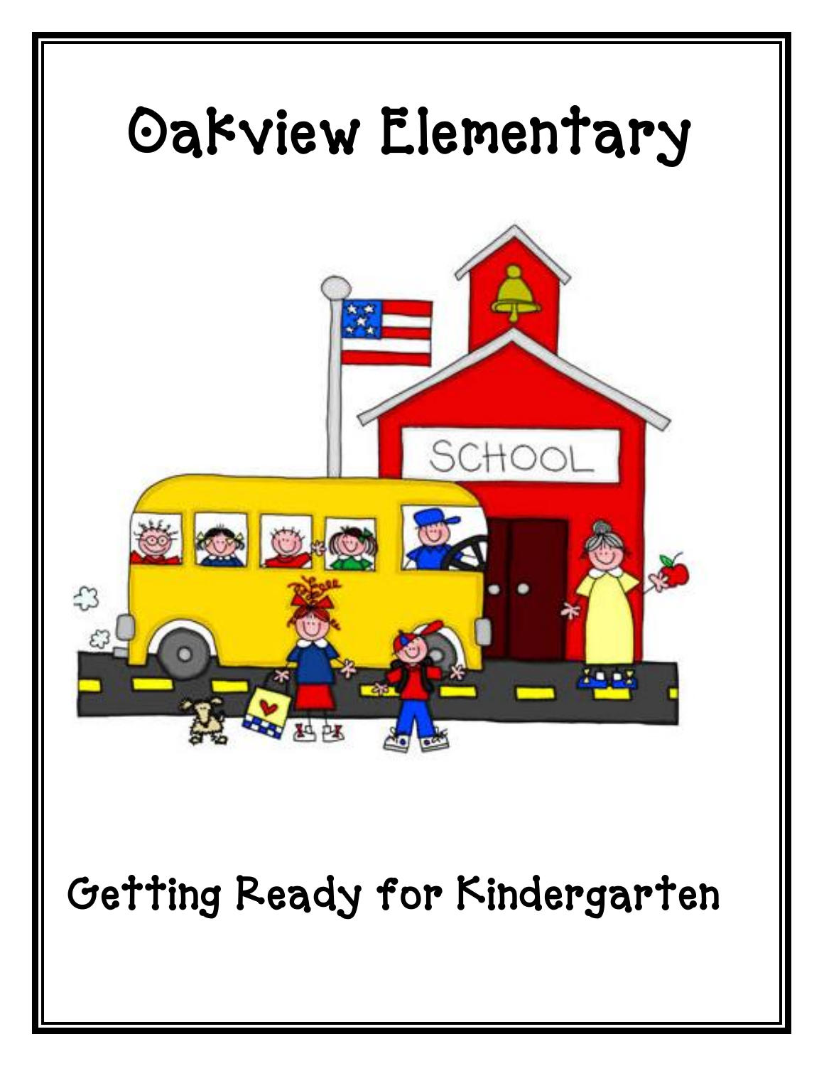# Oakview Elementary

## Getting Ready for Kindergarten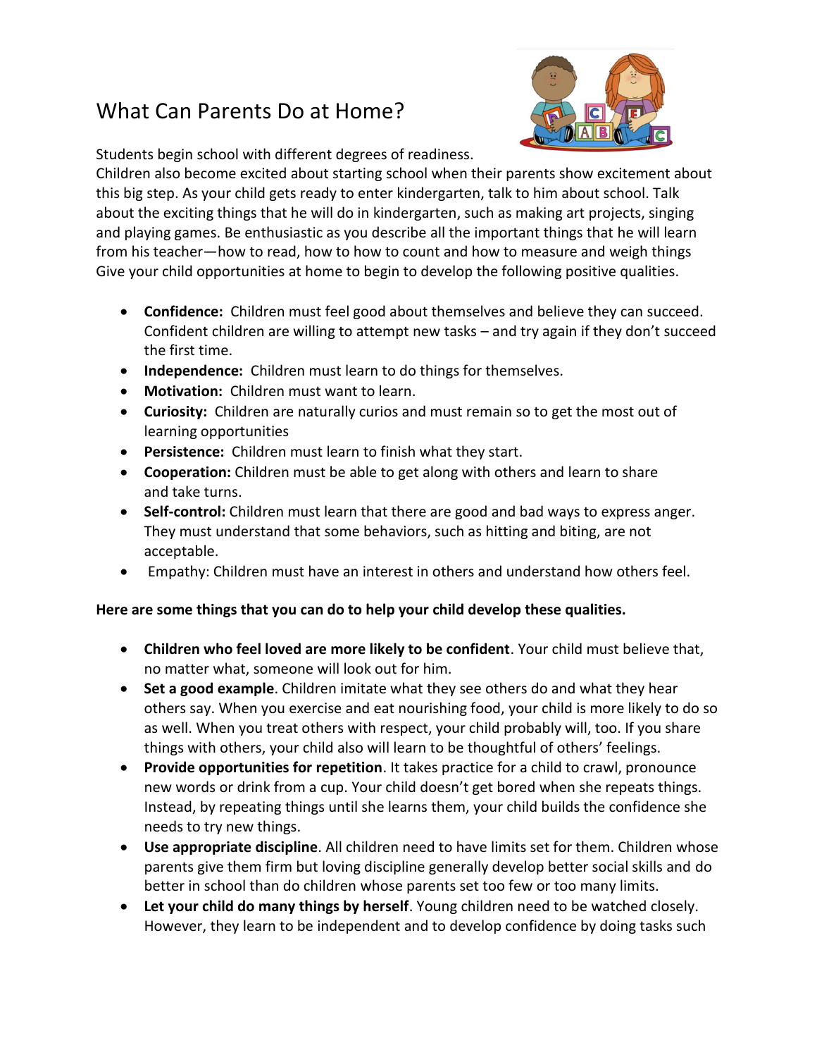# What Can Parents Do at Home?

Students begin school with different degrees of readiness.
Children also become excited about starting school when their parents show excitement about this big step. As your child gets ready to enter kindergarten, talk to him about school. Talk about the exciting things that he will do in kindergarten, such as making art projects, singing and playing games. Be enthusiastic as you describe all the important things that he will learn from his teacher—how to read, how to how to count and how to measure and weigh things Give your child opportunities at home to begin to develop the following positive qualities.

- **Confidence:** Children must feel good about themselves and believe they can succeed. Confident children are willing to attempt new tasks – and try again if they don't succeed the first time.
- **Independence:** Children must learn to do things for themselves.
- **Motivation:** Children must want to learn.
- **Curiosity:** Children are naturally curios and must remain so to get the most out of learning opportunities
- **Persistence:** Children must learn to finish what they start.
- **Cooperation:** Children must be able to get along with others and learn to share and take turns.
- **Self-control:** Children must learn that there are good and bad ways to express anger. They must understand that some behaviors, such as hitting and biting, are not acceptable.
- Empathy: Children must have an interest in others and understand how others feel.

**Here are some things that you can do to help your child develop these qualities.**

- **Children who feel loved are more likely to be confident**. Your child must believe that, no matter what, someone will look out for him.
- **Set a good example**. Children imitate what they see others do and what they hear others say. When you exercise and eat nourishing food, your child is more likely to do so as well. When you treat others with respect, your child probably will, too. If you share things with others, your child also will learn to be thoughtful of others' feelings.
- **Provide opportunities for repetition**. It takes practice for a child to crawl, pronounce new words or drink from a cup. Your child doesn't get bored when she repeats things. Instead, by repeating things until she learns them, your child builds the confidence she needs to try new things.
- **Use appropriate discipline**. All children need to have limits set for them. Children whose parents give them firm but loving discipline generally develop better social skills and do better in school than do children whose parents set too few or too many limits.
- **Let your child do many things by herself**. Young children need to be watched closely. However, they learn to be independent and to develop confidence by doing tasks such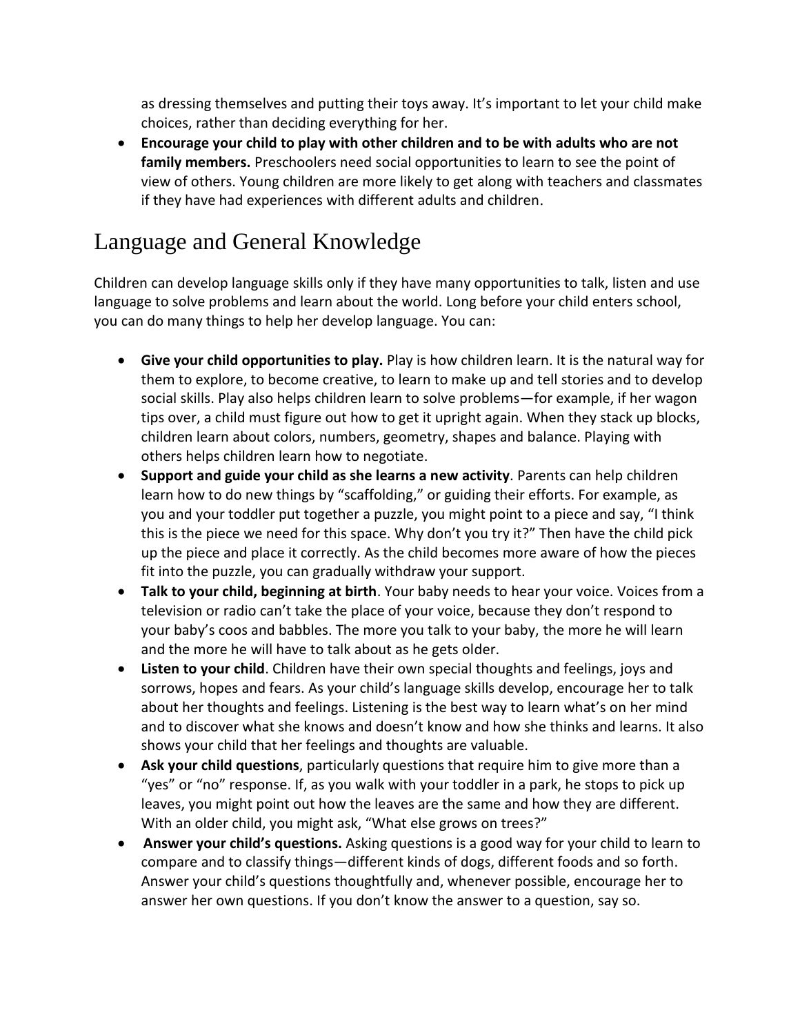as dressing themselves and putting their toys away. It’s important to let your child make choices, rather than deciding everything for her.

- **Encourage your child to play with other children and to be with adults who are not family members.** Preschoolers need social opportunities to learn to see the point of view of others. Young children are more likely to get along with teachers and classmates if they have had experiences with different adults and children.

## Language and General Knowledge

Children can develop language skills only if they have many opportunities to talk, listen and use language to solve problems and learn about the world. Long before your child enters school, you can do many things to help her develop language. You can:

- **Give your child opportunities to play.** Play is how children learn. It is the natural way for them to explore, to become creative, to learn to make up and tell stories and to develop social skills. Play also helps children learn to solve problems—for example, if her wagon tips over, a child must figure out how to get it upright again. When they stack up blocks, children learn about colors, numbers, geometry, shapes and balance. Playing with others helps children learn how to negotiate.
- **Support and guide your child as she learns a new activity**. Parents can help children learn how to do new things by “scaffolding,” or guiding their efforts. For example, as you and your toddler put together a puzzle, you might point to a piece and say, “I think this is the piece we need for this space. Why don’t you try it?” Then have the child pick up the piece and place it correctly. As the child becomes more aware of how the pieces fit into the puzzle, you can gradually withdraw your support.
- **Talk to your child, beginning at birth**. Your baby needs to hear your voice. Voices from a television or radio can’t take the place of your voice, because they don’t respond to your baby’s coos and babbles. The more you talk to your baby, the more he will learn and the more he will have to talk about as he gets older.
- **Listen to your child**. Children have their own special thoughts and feelings, joys and sorrows, hopes and fears. As your child’s language skills develop, encourage her to talk about her thoughts and feelings. Listening is the best way to learn what’s on her mind and to discover what she knows and doesn’t know and how she thinks and learns. It also shows your child that her feelings and thoughts are valuable.
- **Ask your child questions**, particularly questions that require him to give more than a “yes” or “no” response. If, as you walk with your toddler in a park, he stops to pick up leaves, you might point out how the leaves are the same and how they are different. With an older child, you might ask, “What else grows on trees?”
- **Answer your child’s questions.** Asking questions is a good way for your child to learn to compare and to classify things—different kinds of dogs, different foods and so forth. Answer your child’s questions thoughtfully and, whenever possible, encourage her to answer her own questions. If you don’t know the answer to a question, say so.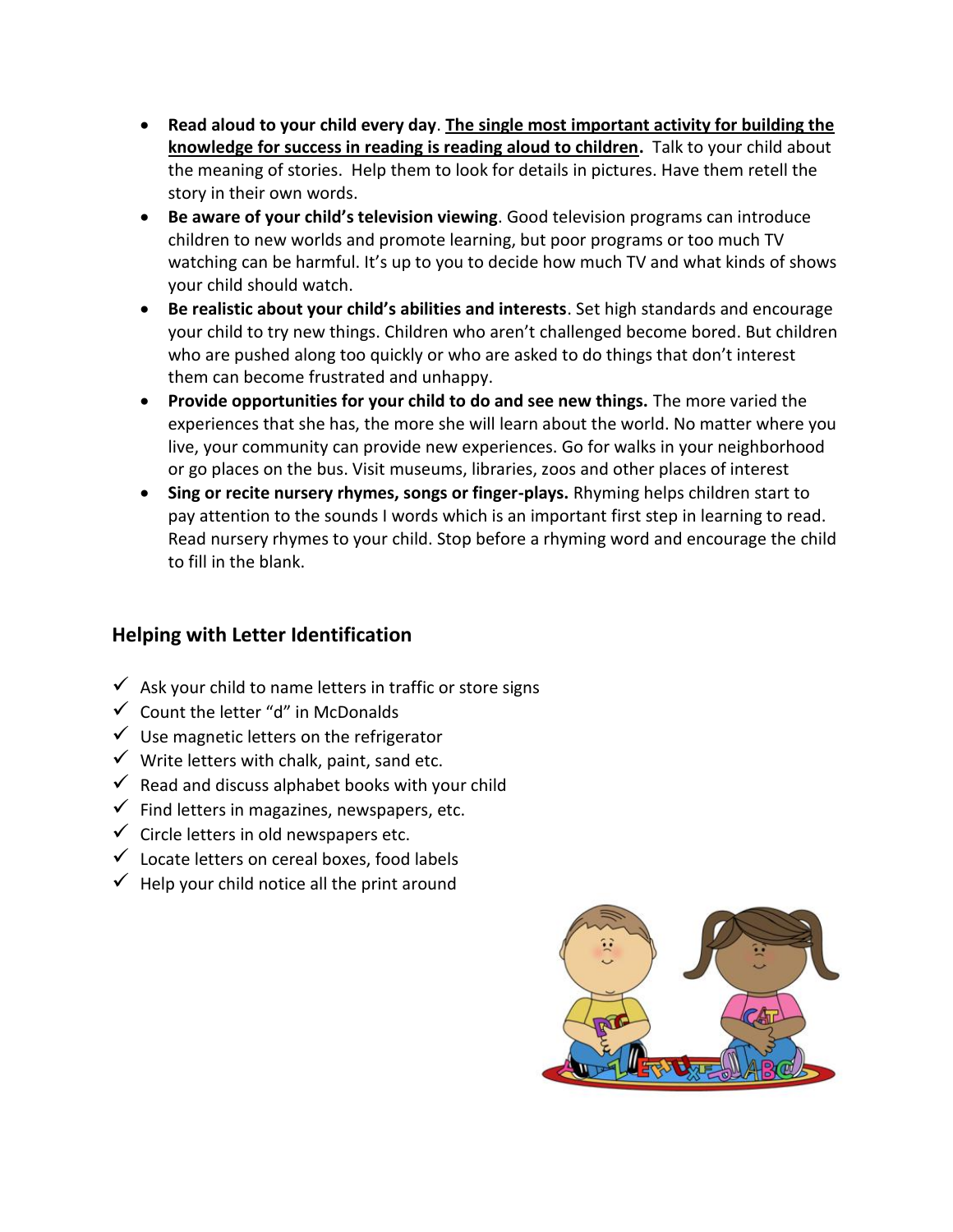- **Read aloud to your child every day**. **<u>The single most important activity for building the knowledge for success in reading is reading aloud to children</u>.** Talk to your child about the meaning of stories. Help them to look for details in pictures. Have them retell the story in their own words.
- **Be aware of your child's television viewing**. Good television programs can introduce children to new worlds and promote learning, but poor programs or too much TV watching can be harmful. It's up to you to decide how much TV and what kinds of shows your child should watch.
- **Be realistic about your child's abilities and interests**. Set high standards and encourage your child to try new things. Children who aren't challenged become bored. But children who are pushed along too quickly or who are asked to do things that don't interest them can become frustrated and unhappy.
- **Provide opportunities for your child to do and see new things.** The more varied the experiences that she has, the more she will learn about the world. No matter where you live, your community can provide new experiences. Go for walks in your neighborhood or go places on the bus. Visit museums, libraries, zoos and other places of interest
- **Sing or recite nursery rhymes, songs or finger-plays.** Rhyming helps children start to pay attention to the sounds I words which is an important first step in learning to read. Read nursery rhymes to your child. Stop before a rhyming word and encourage the child to fill in the blank.

## Helping with Letter Identification

- ✓ Ask your child to name letters in traffic or store signs
- ✓ Count the letter "d" in McDonalds
- ✓ Use magnetic letters on the refrigerator
- ✓ Write letters with chalk, paint, sand etc.
- ✓ Read and discuss alphabet books with your child
- ✓ Find letters in magazines, newspapers, etc.
- ✓ Circle letters in old newspapers etc.
- ✓ Locate letters on cereal boxes, food labels
- ✓ Help your child notice all the print around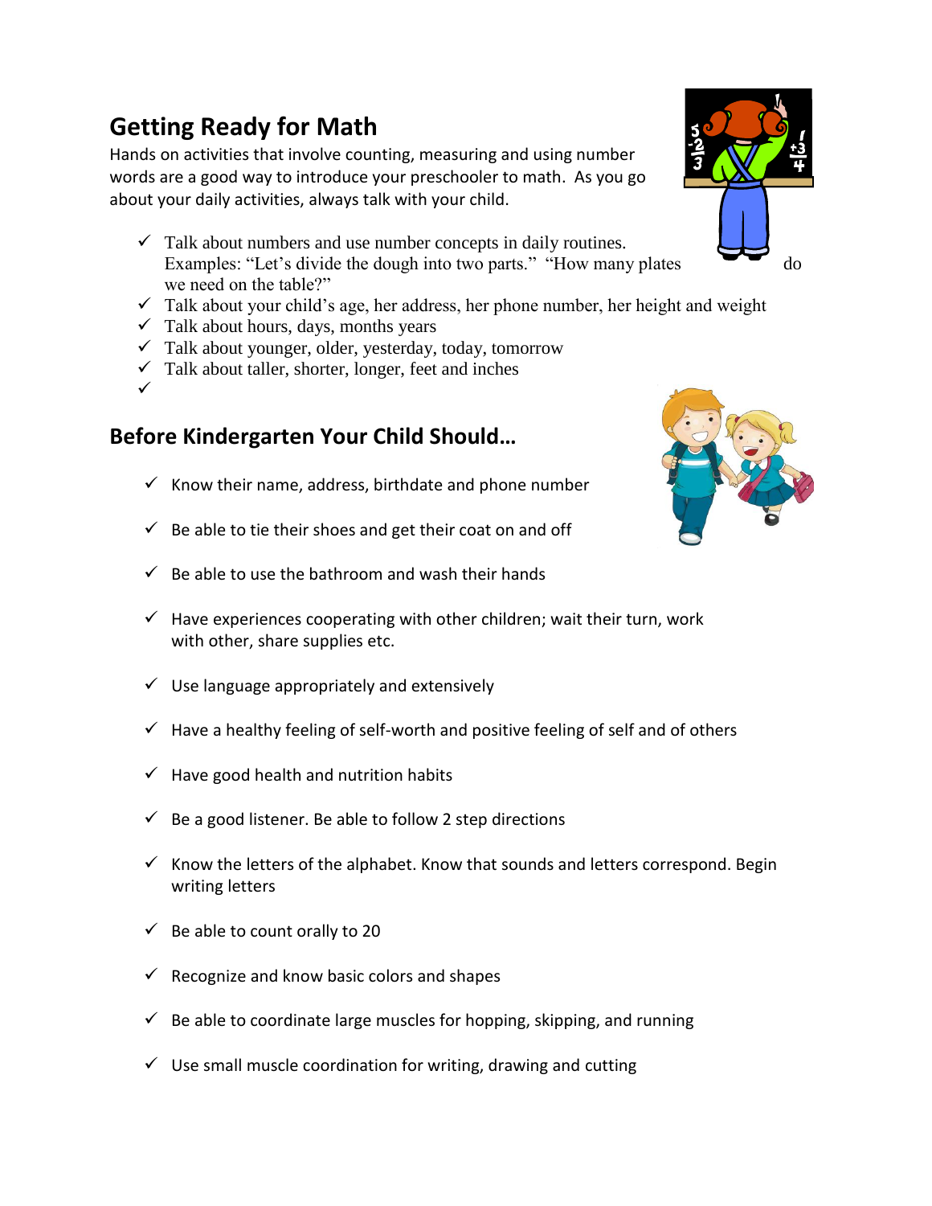## Getting Ready for Math

Hands on activities that involve counting, measuring and using number words are a good way to introduce your preschooler to math. As you go about your daily activities, always talk with your child.

- ✓ Talk about numbers and use number concepts in daily routines. Examples: "Let's divide the dough into two parts." "How many plates do we need on the table?"
- ✓ Talk about your child's age, her address, her phone number, her height and weight
- ✓ Talk about hours, days, months years
- ✓ Talk about younger, older, yesterday, today, tomorrow
- ✓ Talk about taller, shorter, longer, feet and inches
- ✓

## Before Kindergarten Your Child Should…

- ✓ Know their name, address, birthdate and phone number
- ✓ Be able to tie their shoes and get their coat on and off
- ✓ Be able to use the bathroom and wash their hands
- ✓ Have experiences cooperating with other children; wait their turn, work with other, share supplies etc.
- ✓ Use language appropriately and extensively
- ✓ Have a healthy feeling of self-worth and positive feeling of self and of others
- ✓ Have good health and nutrition habits
- ✓ Be a good listener. Be able to follow 2 step directions
- ✓ Know the letters of the alphabet. Know that sounds and letters correspond. Begin writing letters
- ✓ Be able to count orally to 20
- ✓ Recognize and know basic colors and shapes
- ✓ Be able to coordinate large muscles for hopping, skipping, and running
- ✓ Use small muscle coordination for writing, drawing and cutting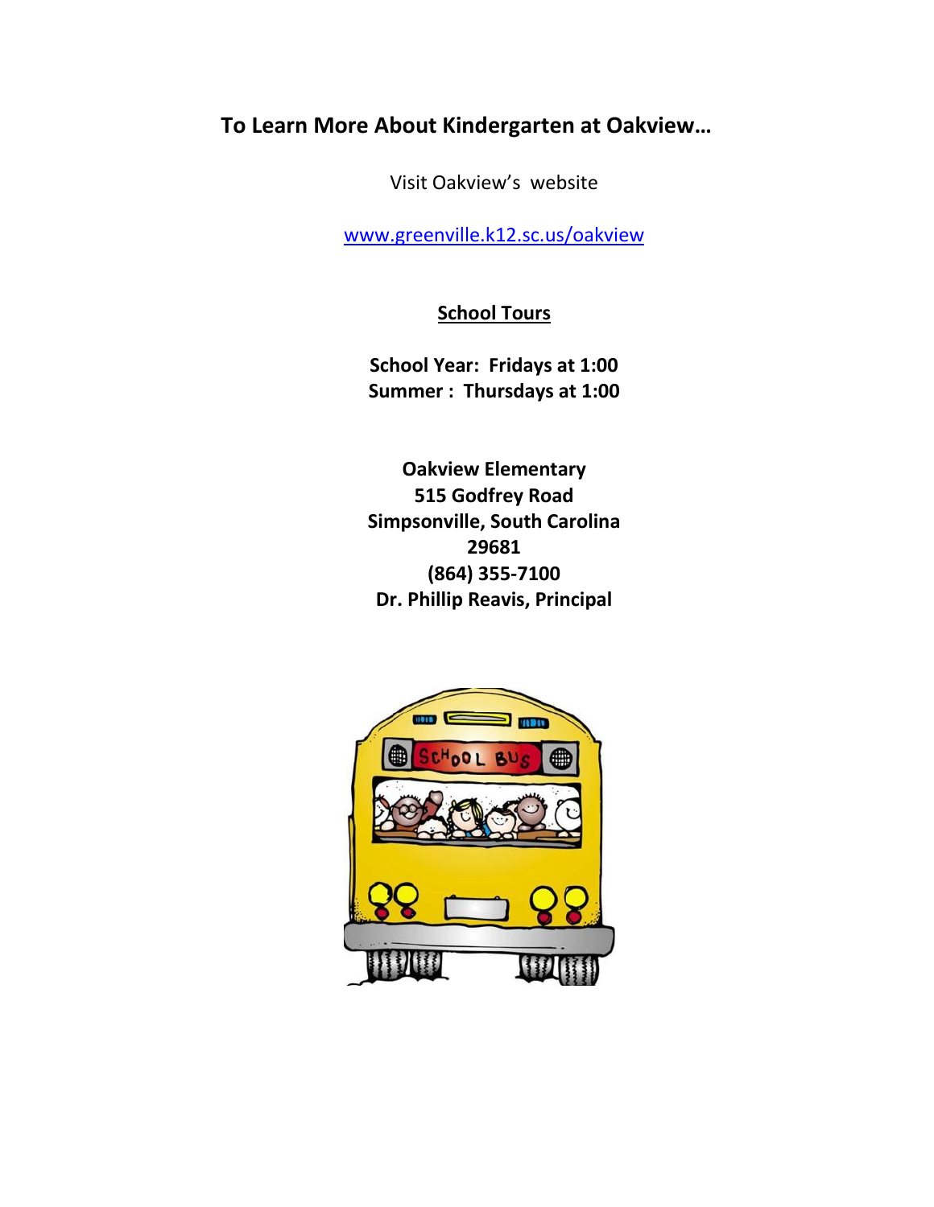## To Learn More About Kindergarten at Oakview…

Visit Oakview's website

[www.greenville.k12.sc.us/oakview](http://www.greenville.k12.sc.us/oakview)

**School Tours**

**School Year: Fridays at 1:00**
**Summer : Thursdays at 1:00**

**Oakview Elementary**
**515 Godfrey Road**
**Simpsonville, South Carolina**
**29681**
**(864) 355-7100**
**Dr. Phillip Reavis, Principal**